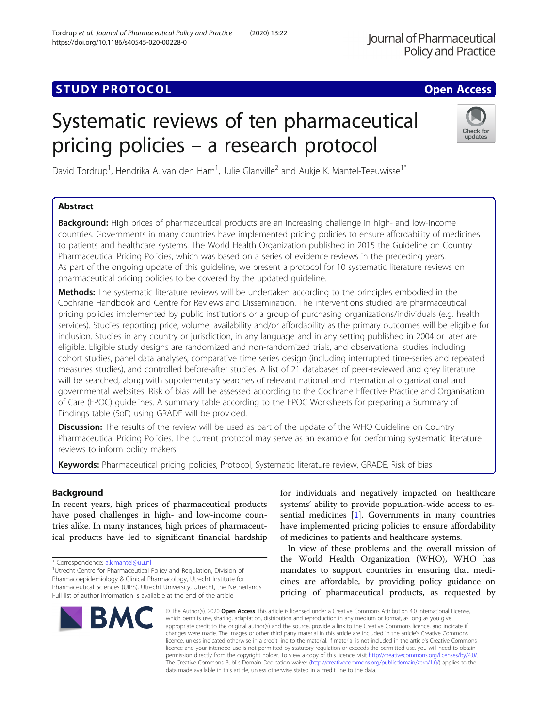STUDY PROTOCOL

Open Access

# Systematic reviews of ten pharmaceutical pricing policies – a research protocol

David Tordrup[1], Hendrika A. van den Ham[1], Julie Glanville[2] and Aukje K. Mantel-Teeuwisse[1*]

## Abstract

**Background:** High prices of pharmaceutical products are an increasing challenge in high- and low-income countries. Governments in many countries have implemented pricing policies to ensure affordability of medicines to patients and healthcare systems. The World Health Organization published in 2015 the Guideline on Country Pharmaceutical Pricing Policies, which was based on a series of evidence reviews in the preceding years. As part of the ongoing update of this guideline, we present a protocol for 10 systematic literature reviews on pharmaceutical pricing policies to be covered by the updated guideline.

**Methods:** The systematic literature reviews will be undertaken according to the principles embodied in the Cochrane Handbook and Centre for Reviews and Dissemination. The interventions studied are pharmaceutical pricing policies implemented by public institutions or a group of purchasing organizations/individuals (e.g. health services). Studies reporting price, volume, availability and/or affordability as the primary outcomes will be eligible for inclusion. Studies in any country or jurisdiction, in any language and in any setting published in 2004 or later are eligible. Eligible study designs are randomized and non-randomized trials, and observational studies including cohort studies, panel data analyses, comparative time series design (including interrupted time-series and repeated measures studies), and controlled before-after studies. A list of 21 databases of peer-reviewed and grey literature will be searched, along with supplementary searches of relevant national and international organizational and governmental websites. Risk of bias will be assessed according to the Cochrane Effective Practice and Organisation of Care (EPOC) guidelines. A summary table according to the EPOC Worksheets for preparing a Summary of Findings table (SoF) using GRADE will be provided.

**Discussion:** The results of the review will be used as part of the update of the WHO Guideline on Country Pharmaceutical Pricing Policies. The current protocol may serve as an example for performing systematic literature reviews to inform policy makers.

**Keywords:** Pharmaceutical pricing policies, Protocol, Systematic literature review, GRADE, Risk of bias

## Background

In recent years, high prices of pharmaceutical products have posed challenges in high- and low-income countries alike. In many instances, high prices of pharmaceutical products have led to significant financial hardship for individuals and negatively impacted on healthcare systems' ability to provide population-wide access to essential medicines [1]. Governments in many countries have implemented pricing policies to ensure affordability of medicines to patients and healthcare systems.

In view of these problems and the overall mission of the World Health Organization (WHO), WHO has mandates to support countries in ensuring that medicines are affordable, by providing policy guidance on pricing of pharmaceutical products, as requested by

\* Correspondence: a.k.mantel@uu.nl

[1] Utrecht Centre for Pharmaceutical Policy and Regulation, Division of Pharmacoepidemiology & Clinical Pharmacology, Utrecht Institute for Pharmaceutical Sciences (UIPS), Utrecht University, Utrecht, the Netherlands

Full list of author information is available at the end of the article

© The Author(s). 2020 **Open Access** This article is licensed under a Creative Commons Attribution 4.0 International License, which permits use, sharing, adaptation, distribution and reproduction in any medium or format, as long as you give appropriate credit to the original author(s) and the source, provide a link to the Creative Commons licence, and indicate if changes were made. The images or other third party material in this article are included in the article's Creative Commons licence, unless indicated otherwise in a credit line to the material. If material is not included in the article's Creative Commons licence and your intended use is not permitted by statutory regulation or exceeds the permitted use, you will need to obtain permission directly from the copyright holder. To view a copy of this licence, visit http://creativecommons.org/licenses/by/4.0/. The Creative Commons Public Domain Dedication waiver (http://creativecommons.org/publicdomain/zero/1.0/) applies to the data made available in this article, unless otherwise stated in a credit line to the data.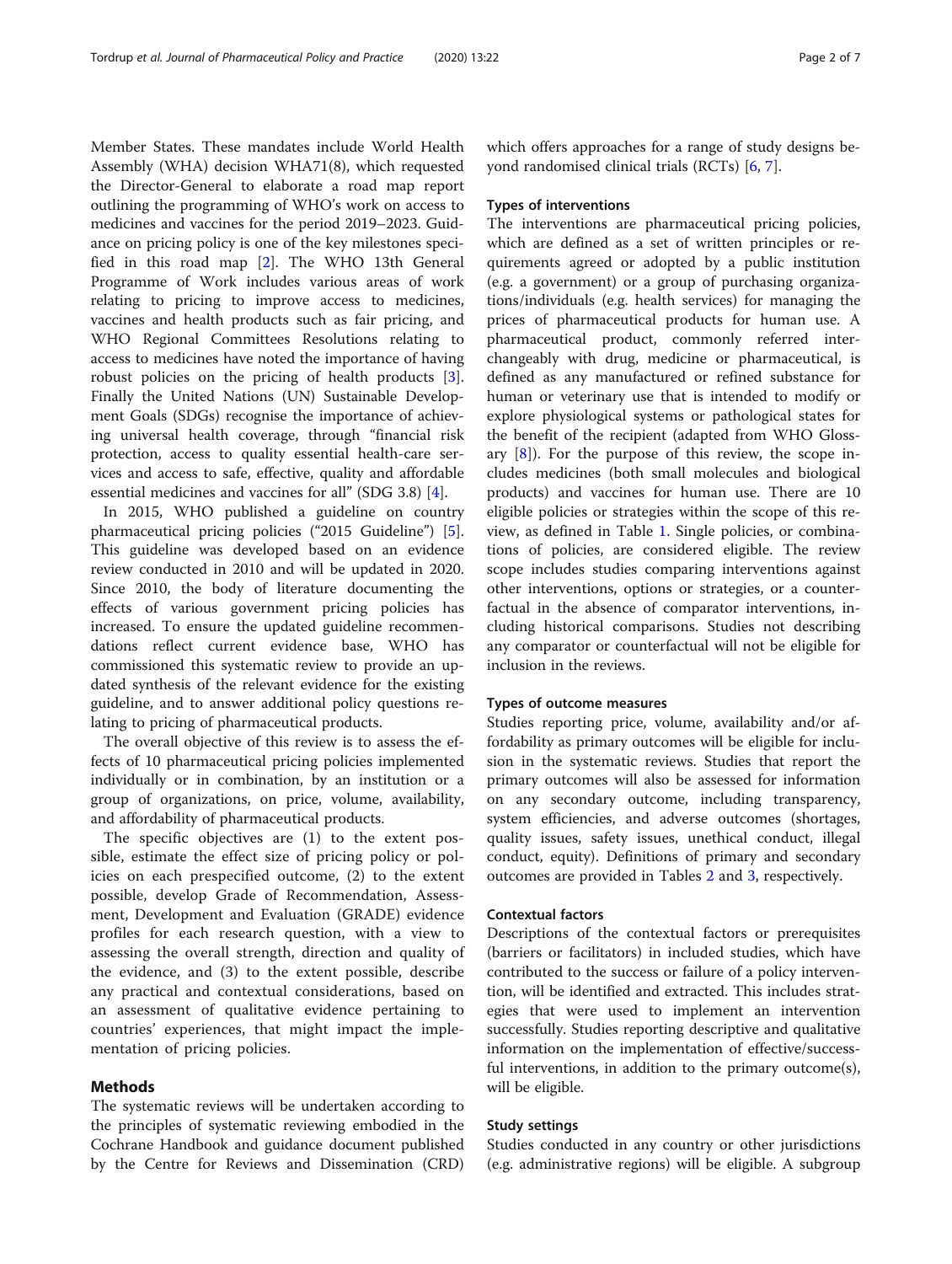Member States. These mandates include World Health Assembly (WHA) decision WHA71(8), which requested the Director-General to elaborate a road map report outlining the programming of WHO's work on access to medicines and vaccines for the period 2019–2023. Guidance on pricing policy is one of the key milestones specified in this road map [2]. The WHO 13th General Programme of Work includes various areas of work relating to pricing to improve access to medicines, vaccines and health products such as fair pricing, and WHO Regional Committees Resolutions relating to access to medicines have noted the importance of having robust policies on the pricing of health products [3]. Finally the United Nations (UN) Sustainable Development Goals (SDGs) recognise the importance of achieving universal health coverage, through "financial risk protection, access to quality essential health-care services and access to safe, effective, quality and affordable essential medicines and vaccines for all" (SDG 3.8) [4].

In 2015, WHO published a guideline on country pharmaceutical pricing policies ("2015 Guideline") [5]. This guideline was developed based on an evidence review conducted in 2010 and will be updated in 2020. Since 2010, the body of literature documenting the effects of various government pricing policies has increased. To ensure the updated guideline recommendations reflect current evidence base, WHO has commissioned this systematic review to provide an updated synthesis of the relevant evidence for the existing guideline, and to answer additional policy questions relating to pricing of pharmaceutical products.

The overall objective of this review is to assess the effects of 10 pharmaceutical pricing policies implemented individually or in combination, by an institution or a group of organizations, on price, volume, availability, and affordability of pharmaceutical products.

The specific objectives are (1) to the extent possible, estimate the effect size of pricing policy or policies on each prespecified outcome, (2) to the extent possible, develop Grade of Recommendation, Assessment, Development and Evaluation (GRADE) evidence profiles for each research question, with a view to assessing the overall strength, direction and quality of the evidence, and (3) to the extent possible, describe any practical and contextual considerations, based on an assessment of qualitative evidence pertaining to countries' experiences, that might impact the implementation of pricing policies.

## Methods

The systematic reviews will be undertaken according to the principles of systematic reviewing embodied in the Cochrane Handbook and guidance document published by the Centre for Reviews and Dissemination (CRD) which offers approaches for a range of study designs beyond randomised clinical trials (RCTs) [6, 7].

### Types of interventions

The interventions are pharmaceutical pricing policies, which are defined as a set of written principles or requirements agreed or adopted by a public institution (e.g. a government) or a group of purchasing organizations/individuals (e.g. health services) for managing the prices of pharmaceutical products for human use. A pharmaceutical product, commonly referred interchangeably with drug, medicine or pharmaceutical, is defined as any manufactured or refined substance for human or veterinary use that is intended to modify or explore physiological systems or pathological states for the benefit of the recipient (adapted from WHO Glossary [8]). For the purpose of this review, the scope includes medicines (both small molecules and biological products) and vaccines for human use. There are 10 eligible policies or strategies within the scope of this review, as defined in Table 1. Single policies, or combinations of policies, are considered eligible. The review scope includes studies comparing interventions against other interventions, options or strategies, or a counterfactual in the absence of comparator interventions, including historical comparisons. Studies not describing any comparator or counterfactual will not be eligible for inclusion in the reviews.

### Types of outcome measures

Studies reporting price, volume, availability and/or affordability as primary outcomes will be eligible for inclusion in the systematic reviews. Studies that report the primary outcomes will also be assessed for information on any secondary outcome, including transparency, system efficiencies, and adverse outcomes (shortages, quality issues, safety issues, unethical conduct, illegal conduct, equity). Definitions of primary and secondary outcomes are provided in Tables 2 and 3, respectively.

### Contextual factors

Descriptions of the contextual factors or prerequisites (barriers or facilitators) in included studies, which have contributed to the success or failure of a policy intervention, will be identified and extracted. This includes strategies that were used to implement an intervention successfully. Studies reporting descriptive and qualitative information on the implementation of effective/successful interventions, in addition to the primary outcome(s), will be eligible.

### Study settings

Studies conducted in any country or other jurisdictions (e.g. administrative regions) will be eligible. A subgroup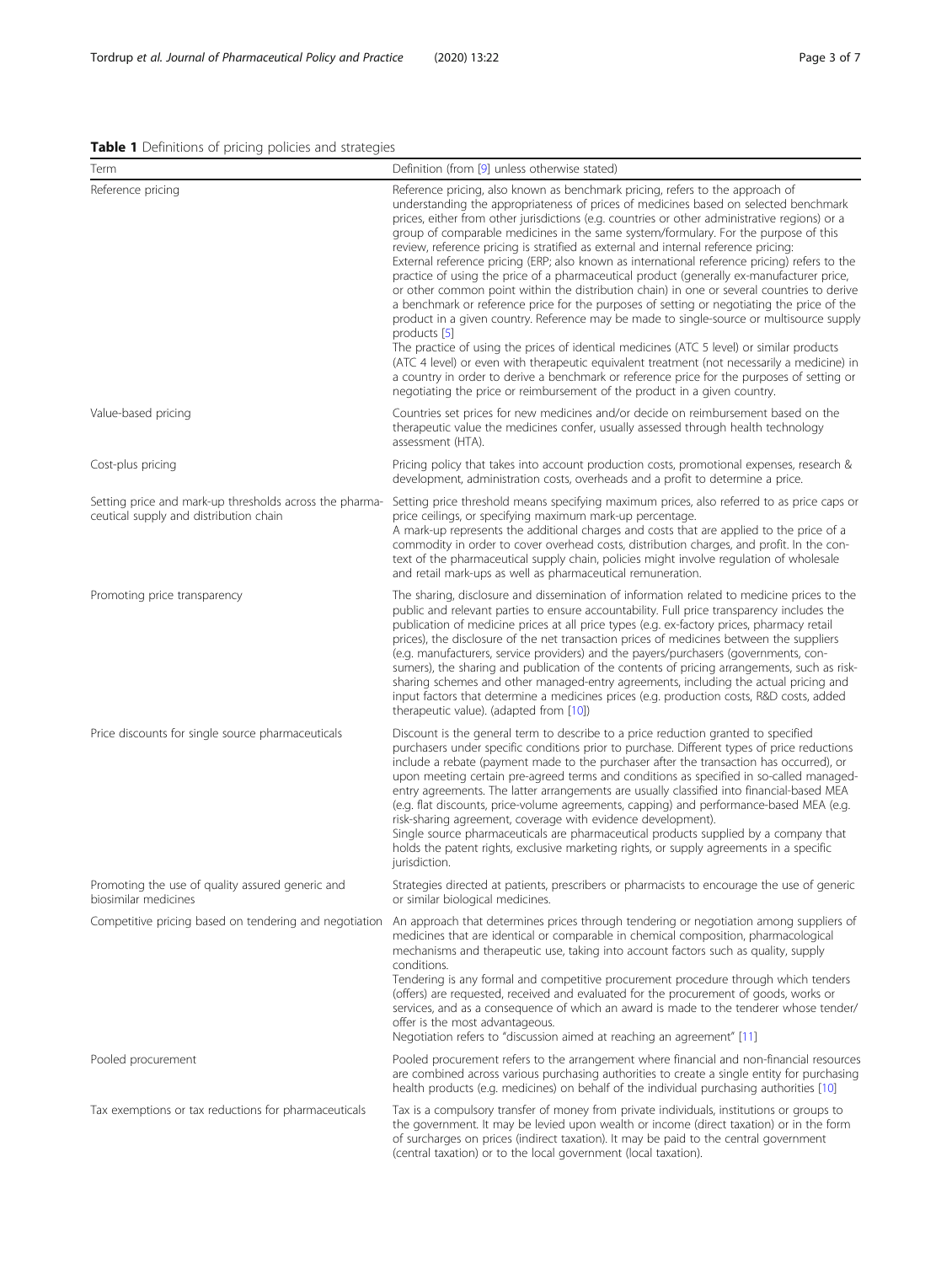**Table 1** Definitions of pricing policies and strategies

| Term | Definition (from [9] unless otherwise stated) |
|---|---|
| Reference pricing | Reference pricing, also known as benchmark pricing, refers to the approach of understanding the appropriateness of prices of medicines based on selected benchmark prices, either from other jurisdictions (e.g. countries or other administrative regions) or a group of comparable medicines in the same system/formulary. For the purpose of this review, reference pricing is stratified as external and internal reference pricing: External reference pricing (ERP; also known as international reference pricing) refers to the practice of using the price of a pharmaceutical product (generally ex-manufacturer price, or other common point within the distribution chain) in one or several countries to derive a benchmark or reference price for the purposes of setting or negotiating the price of the product in a given country. Reference may be made to single-source or multisource supply products [5]<br>The practice of using the prices of identical medicines (ATC 5 level) or similar products (ATC 4 level) or even with therapeutic equivalent treatment (not necessarily a medicine) in a country in order to derive a benchmark or reference price for the purposes of setting or negotiating the price or reimbursement of the product in a given country. |
| Value-based pricing | Countries set prices for new medicines and/or decide on reimbursement based on the therapeutic value the medicines confer, usually assessed through health technology assessment (HTA). |
| Cost-plus pricing | Pricing policy that takes into account production costs, promotional expenses, research & development, administration costs, overheads and a profit to determine a price. |
| Setting price and mark-up thresholds across the pharmaceutical supply and distribution chain | Setting price threshold means specifying maximum prices, also referred to as price caps or price ceilings, or specifying maximum mark-up percentage.<br>A mark-up represents the additional charges and costs that are applied to the price of a commodity in order to cover overhead costs, distribution charges, and profit. In the context of the pharmaceutical supply chain, policies might involve regulation of wholesale and retail mark-ups as well as pharmaceutical remuneration. |
| Promoting price transparency | The sharing, disclosure and dissemination of information related to medicine prices to the public and relevant parties to ensure accountability. Full price transparency includes the publication of medicine prices at all price types (e.g. ex-factory prices, pharmacy retail prices), the disclosure of the net transaction prices of medicines between the suppliers (e.g. manufacturers, service providers) and the payers/purchasers (governments, consumers), the sharing and publication of the contents of pricing arrangements, such as risk-sharing schemes and other managed-entry agreements, including the actual pricing and input factors that determine a medicines prices (e.g. production costs, R&D costs, added therapeutic value). (adapted from [10]) |
| Price discounts for single source pharmaceuticals | Discount is the general term to describe to a price reduction granted to specified purchasers under specific conditions prior to purchase. Different types of price reductions include a rebate (payment made to the purchaser after the transaction has occurred), or upon meeting certain pre-agreed terms and conditions as specified in so-called managed-entry agreements. The latter arrangements are usually classified into financial-based MEA (e.g. flat discounts, price-volume agreements, capping) and performance-based MEA (e.g. risk-sharing agreement, coverage with evidence development).<br>Single source pharmaceuticals are pharmaceutical products supplied by a company that holds the patent rights, exclusive marketing rights, or supply agreements in a specific jurisdiction. |
| Promoting the use of quality assured generic and biosimilar medicines | Strategies directed at patients, prescribers or pharmacists to encourage the use of generic or similar biological medicines. |
| Competitive pricing based on tendering and negotiation | An approach that determines prices through tendering or negotiation among suppliers of medicines that are identical or comparable in chemical composition, pharmacological mechanisms and therapeutic use, taking into account factors such as quality, supply conditions.<br>Tendering is any formal and competitive procurement procedure through which tenders (offers) are requested, received and evaluated for the procurement of goods, works or services, and as a consequence of which an award is made to the tenderer whose tender/offer is the most advantageous.<br>Negotiation refers to "discussion aimed at reaching an agreement" [11] |
| Pooled procurement | Pooled procurement refers to the arrangement where financial and non-financial resources are combined across various purchasing authorities to create a single entity for purchasing health products (e.g. medicines) on behalf of the individual purchasing authorities [10] |
| Tax exemptions or tax reductions for pharmaceuticals | Tax is a compulsory transfer of money from private individuals, institutions or groups to the government. It may be levied upon wealth or income (direct taxation) or in the form of surcharges on prices (indirect taxation). It may be paid to the central government (central taxation) or to the local government (local taxation). |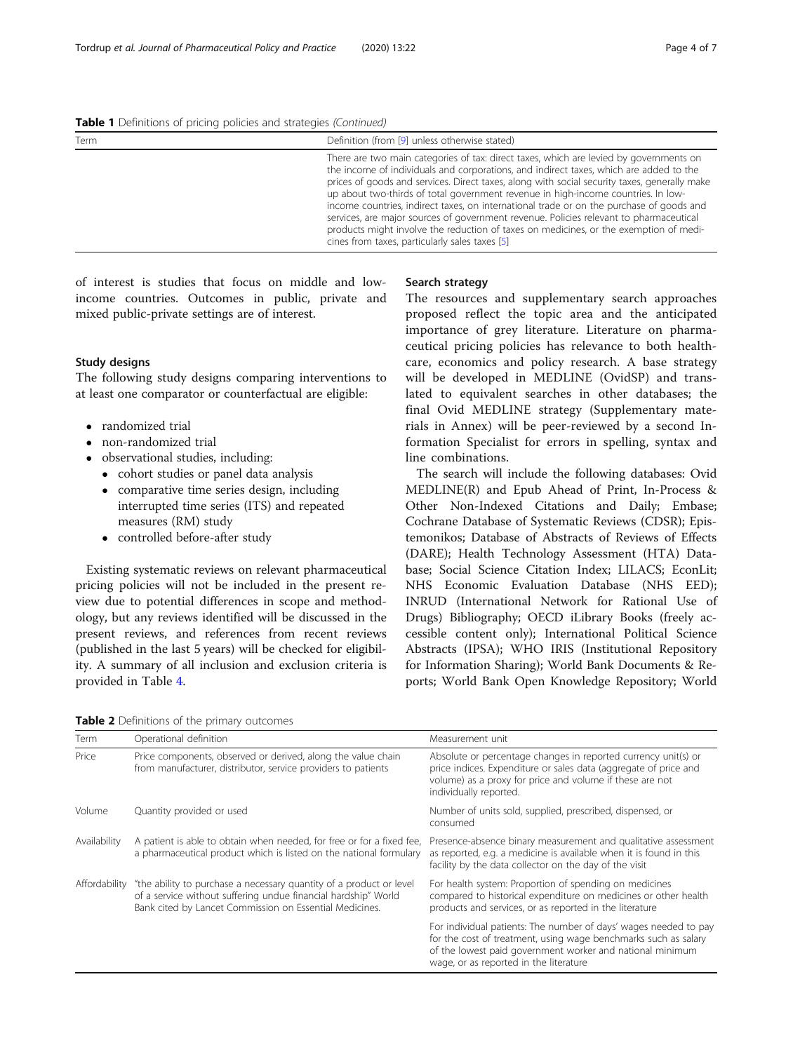**Table 1** Definitions of pricing policies and strategies *(Continued)*

| Term | Definition (from [9] unless otherwise stated) |
| --- | --- |
| | There are two main categories of tax: direct taxes, which are levied by governments on the income of individuals and corporations, and indirect taxes, which are added to the prices of goods and services. Direct taxes, along with social security taxes, generally make up about two-thirds of total government revenue in high-income countries. In low-income countries, indirect taxes, on international trade or on the purchase of goods and services, are major sources of government revenue. Policies relevant to pharmaceutical products might involve the reduction of taxes on medicines, or the exemption of medicines from taxes, particularly sales taxes [5] |

of interest is studies that focus on middle and low-income countries. Outcomes in public, private and mixed public-private settings are of interest.

### Study designs

The following study designs comparing interventions to at least one comparator or counterfactual are eligible:

- randomized trial
- non-randomized trial
- observational studies, including:
  - cohort studies or panel data analysis
  - comparative time series design, including interrupted time series (ITS) and repeated measures (RM) study
  - controlled before-after study

Existing systematic reviews on relevant pharmaceutical pricing policies will not be included in the present review due to potential differences in scope and methodology, but any reviews identified will be discussed in the present reviews, and references from recent reviews (published in the last 5 years) will be checked for eligibility. A summary of all inclusion and exclusion criteria is provided in Table 4.

### Search strategy

The resources and supplementary search approaches proposed reflect the topic area and the anticipated importance of grey literature. Literature on pharmaceutical pricing policies has relevance to both healthcare, economics and policy research. A base strategy will be developed in MEDLINE (OvidSP) and translated to equivalent searches in other databases; the final Ovid MEDLINE strategy (Supplementary materials in Annex) will be peer-reviewed by a second Information Specialist for errors in spelling, syntax and line combinations.

The search will include the following databases: Ovid MEDLINE(R) and Epub Ahead of Print, In-Process & Other Non-Indexed Citations and Daily; Embase; Cochrane Database of Systematic Reviews (CDSR); Epistemonikos; Database of Abstracts of Reviews of Effects (DARE); Health Technology Assessment (HTA) Database; Social Science Citation Index; LILACS; EconLit; NHS Economic Evaluation Database (NHS EED); INRUD (International Network for Rational Use of Drugs) Bibliography; OECD iLibrary Books (freely accessible content only); International Political Science Abstracts (IPSA); WHO IRIS (Institutional Repository for Information Sharing); World Bank Documents & Reports; World Bank Open Knowledge Repository; World

**Table 2** Definitions of the primary outcomes

| Term | Operational definition | Measurement unit |
| --- | --- | --- |
| Price | Price components, observed or derived, along the value chain from manufacturer, distributor, service providers to patients | Absolute or percentage changes in reported currency unit(s) or price indices. Expenditure or sales data (aggregate of price and volume) as a proxy for price and volume if these are not individually reported. |
| Volume | Quantity provided or used | Number of units sold, supplied, prescribed, dispensed, or consumed |
| Availability | A patient is able to obtain when needed, for free or for a fixed fee, a pharmaceutical product which is listed on the national formulary | Presence-absence binary measurement and qualitative assessment as reported, e.g. a medicine is available when it is found in this facility by the data collector on the day of the visit |
| Affordability | "the ability to purchase a necessary quantity of a product or level of a service without suffering undue financial hardship" World Bank cited by Lancet Commission on Essential Medicines. | For health system: Proportion of spending on medicines compared to historical expenditure on medicines or other health products and services, or as reported in the literature |
| | | For individual patients: The number of days' wages needed to pay for the cost of treatment, using wage benchmarks such as salary of the lowest paid government worker and national minimum wage, or as reported in the literature |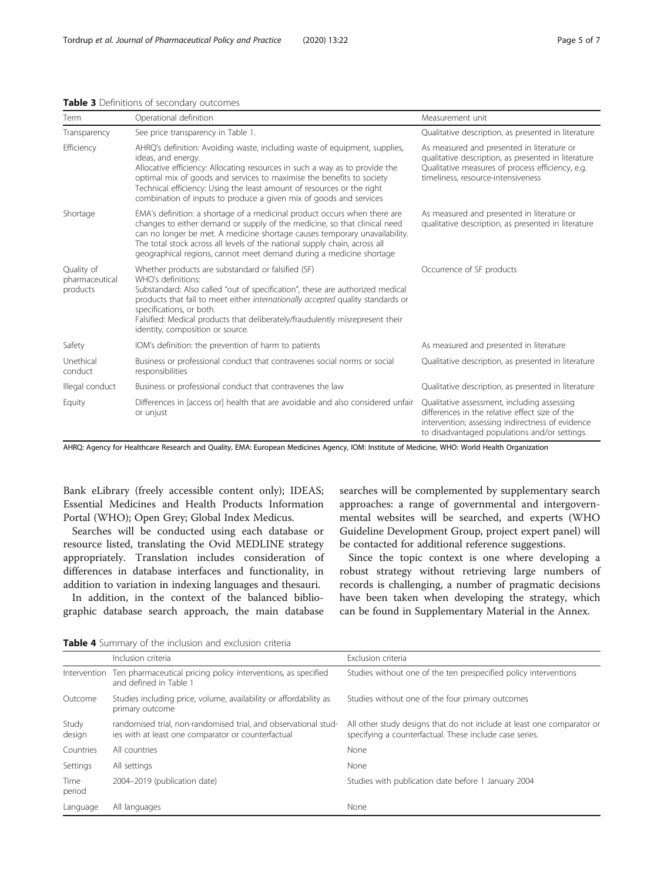**Table 3** Definitions of secondary outcomes

| Term | Operational definition | Measurement unit |
| --- | --- | --- |
| Transparency | See price transparency in Table 1. | Qualitative description, as presented in literature |
| Efficiency | AHRQ's definition: Avoiding waste, including waste of equipment, supplies, ideas, and energy.<br>Allocative efficiency: Allocating resources in such a way as to provide the optimal mix of goods and services to maximise the benefits to society<br>Technical efficiency: Using the least amount of resources or the right combination of inputs to produce a given mix of goods and services | As measured and presented in literature or qualitative description, as presented in literature<br>Qualitative measures of process efficiency, e.g. timeliness, resource-intensiveness |
| Shortage | EMA's definition: a shortage of a medicinal product occurs when there are changes to either demand or supply of the medicine, so that clinical need can no longer be met. A medicine shortage causes temporary unavailability. The total stock across all levels of the national supply chain, across all geographical regions, cannot meet demand during a medicine shortage | As measured and presented in literature or qualitative description, as presented in literature |
| Quality of pharmaceutical products | Whether products are substandard or falsified (SF)<br>WHO's definitions:<br>Substandard: Also called "out of specification", these are authorized medical products that fail to meet either *internationally accepted* quality standards or specifications, or both.<br>Falsified: Medical products that deliberately/fraudulently misrepresent their identity, composition or source. | Occurrence of SF products |
| Safety | IOM's definition: the prevention of harm to patients | As measured and presented in literature |
| Unethical conduct | Business or professional conduct that contravenes social norms or social responsibilities | Qualitative description, as presented in literature |
| Illegal conduct | Business or professional conduct that contravenes the law | Qualitative description, as presented in literature |
| Equity | Differences in [access or] health that are avoidable and also considered unfair or unjust | Qualitative assessment, including assessing differences in the relative effect size of the intervention; assessing indirectness of evidence to disadvantaged populations and/or settings. |

AHRQ: Agency for Healthcare Research and Quality, EMA: European Medicines Agency, IOM: Institute of Medicine, WHO: World Health Organization

Bank eLibrary (freely accessible content only); IDEAS; Essential Medicines and Health Products Information Portal (WHO); Open Grey; Global Index Medicus.

Searches will be conducted using each database or resource listed, translating the Ovid MEDLINE strategy appropriately. Translation includes consideration of differences in database interfaces and functionality, in addition to variation in indexing languages and thesauri.

In addition, in the context of the balanced bibliographic database search approach, the main database searches will be complemented by supplementary search approaches: a range of governmental and intergovernmental websites will be searched, and experts (WHO Guideline Development Group, project expert panel) will be contacted for additional reference suggestions.

Since the topic context is one where developing a robust strategy without retrieving large numbers of records is challenging, a number of pragmatic decisions have been taken when developing the strategy, which can be found in Supplementary Material in the Annex.

**Table 4** Summary of the inclusion and exclusion criteria

| | Inclusion criteria | Exclusion criteria |
| --- | --- | --- |
| Intervention | Ten pharmaceutical pricing policy interventions, as specified and defined in Table 1 | Studies without one of the ten prespecified policy interventions |
| Outcome | Studies including price, volume, availability or affordability as primary outcome | Studies without one of the four primary outcomes |
| Study design | randomised trial, non-randomised trial, and observational studies with at least one comparator or counterfactual | All other study designs that do not include at least one comparator or specifying a counterfactual. These include case series. |
| Countries | All countries | None |
| Settings | All settings | None |
| Time period | 2004–2019 (publication date) | Studies with publication date before 1 January 2004 |
| Language | All languages | None |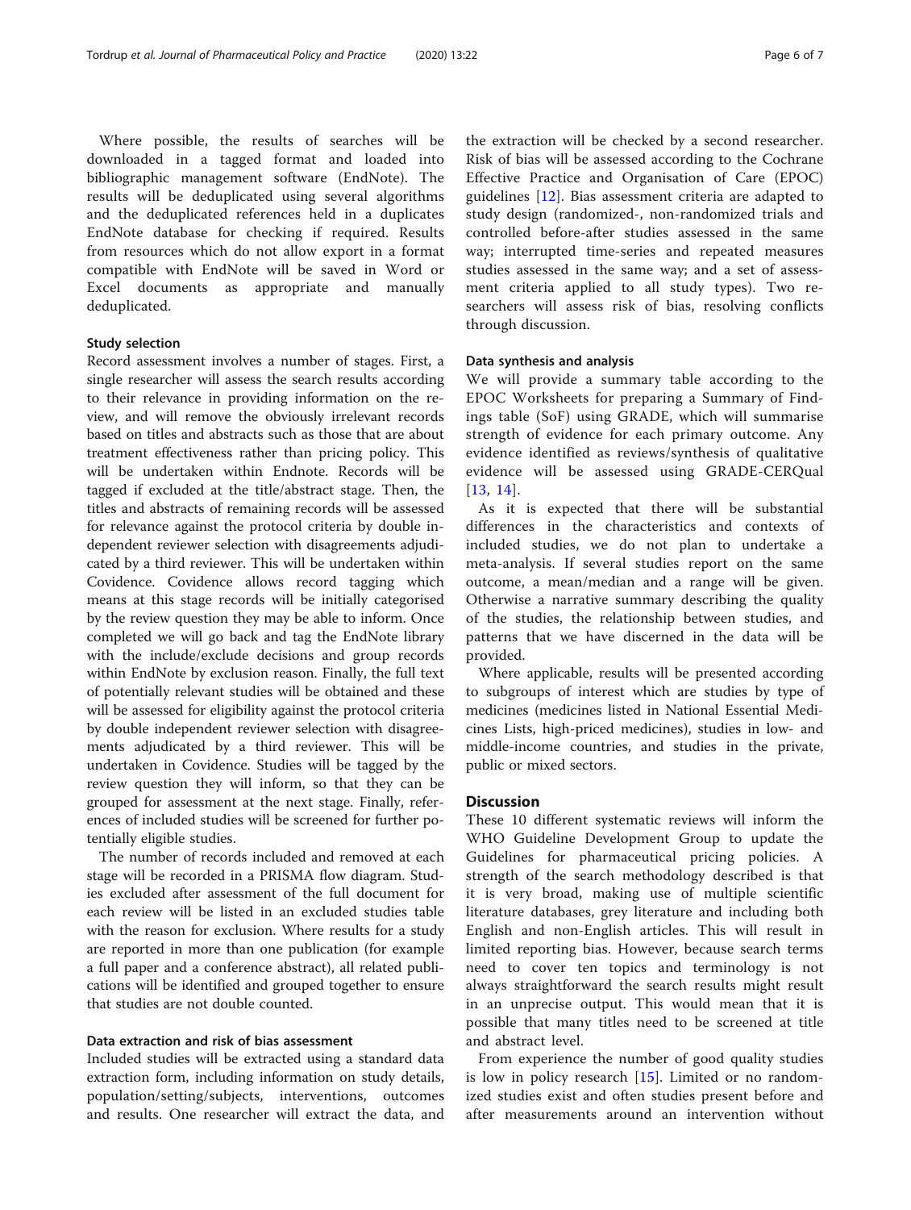Where possible, the results of searches will be downloaded in a tagged format and loaded into bibliographic management software (EndNote). The results will be deduplicated using several algorithms and the deduplicated references held in a duplicates EndNote database for checking if required. Results from resources which do not allow export in a format compatible with EndNote will be saved in Word or Excel documents as appropriate and manually deduplicated.

### Study selection

Record assessment involves a number of stages. First, a single researcher will assess the search results according to their relevance in providing information on the review, and will remove the obviously irrelevant records based on titles and abstracts such as those that are about treatment effectiveness rather than pricing policy. This will be undertaken within Endnote. Records will be tagged if excluded at the title/abstract stage. Then, the titles and abstracts of remaining records will be assessed for relevance against the protocol criteria by double independent reviewer selection with disagreements adjudicated by a third reviewer. This will be undertaken within Covidence. Covidence allows record tagging which means at this stage records will be initially categorised by the review question they may be able to inform. Once completed we will go back and tag the EndNote library with the include/exclude decisions and group records within EndNote by exclusion reason. Finally, the full text of potentially relevant studies will be obtained and these will be assessed for eligibility against the protocol criteria by double independent reviewer selection with disagreements adjudicated by a third reviewer. This will be undertaken in Covidence. Studies will be tagged by the review question they will inform, so that they can be grouped for assessment at the next stage. Finally, references of included studies will be screened for further potentially eligible studies.

The number of records included and removed at each stage will be recorded in a PRISMA flow diagram. Studies excluded after assessment of the full document for each review will be listed in an excluded studies table with the reason for exclusion. Where results for a study are reported in more than one publication (for example a full paper and a conference abstract), all related publications will be identified and grouped together to ensure that studies are not double counted.

### Data extraction and risk of bias assessment

Included studies will be extracted using a standard data extraction form, including information on study details, population/setting/subjects, interventions, outcomes and results. One researcher will extract the data, and the extraction will be checked by a second researcher. Risk of bias will be assessed according to the Cochrane Effective Practice and Organisation of Care (EPOC) guidelines [12]. Bias assessment criteria are adapted to study design (randomized-, non-randomized trials and controlled before-after studies assessed in the same way; interrupted time-series and repeated measures studies assessed in the same way; and a set of assessment criteria applied to all study types). Two researchers will assess risk of bias, resolving conflicts through discussion.

### Data synthesis and analysis

We will provide a summary table according to the EPOC Worksheets for preparing a Summary of Findings table (SoF) using GRADE, which will summarise strength of evidence for each primary outcome. Any evidence identified as reviews/synthesis of qualitative evidence will be assessed using GRADE-CERQual [13, 14].

As it is expected that there will be substantial differences in the characteristics and contexts of included studies, we do not plan to undertake a meta-analysis. If several studies report on the same outcome, a mean/median and a range will be given. Otherwise a narrative summary describing the quality of the studies, the relationship between studies, and patterns that we have discerned in the data will be provided.

Where applicable, results will be presented according to subgroups of interest which are studies by type of medicines (medicines listed in National Essential Medicines Lists, high-priced medicines), studies in low- and middle-income countries, and studies in the private, public or mixed sectors.

## Discussion

These 10 different systematic reviews will inform the WHO Guideline Development Group to update the Guidelines for pharmaceutical pricing policies. A strength of the search methodology described is that it is very broad, making use of multiple scientific literature databases, grey literature and including both English and non-English articles. This will result in limited reporting bias. However, because search terms need to cover ten topics and terminology is not always straightforward the search results might result in an unprecise output. This would mean that it is possible that many titles need to be screened at title and abstract level.

From experience the number of good quality studies is low in policy research [15]. Limited or no randomized studies exist and often studies present before and after measurements around an intervention without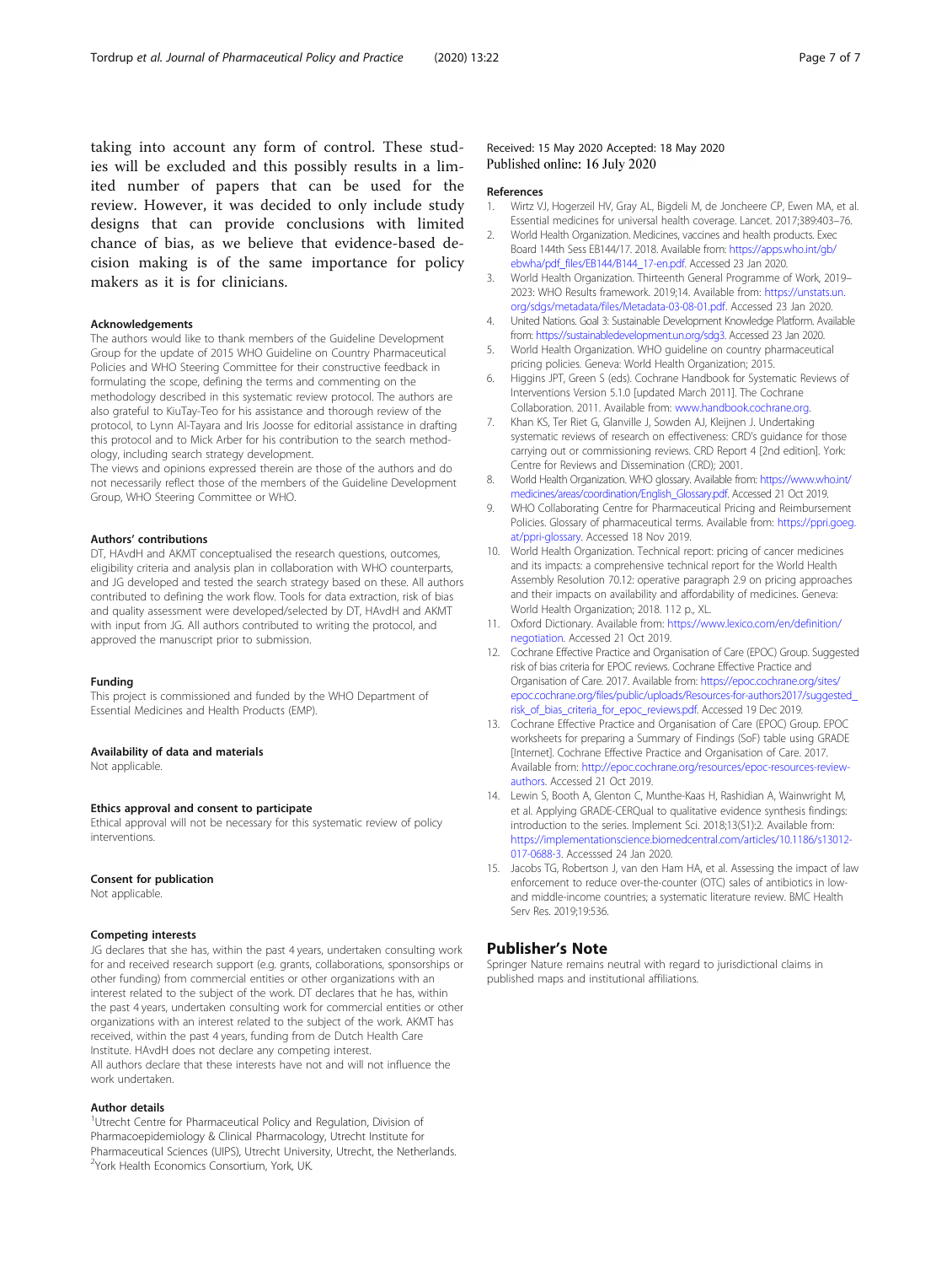taking into account any form of control. These studies will be excluded and this possibly results in a limited number of papers that can be used for the review. However, it was decided to only include study designs that can provide conclusions with limited chance of bias, as we believe that evidence-based decision making is of the same importance for policy makers as it is for clinicians.

#### Acknowledgements

The authors would like to thank members of the Guideline Development Group for the update of 2015 WHO Guideline on Country Pharmaceutical Policies and WHO Steering Committee for their constructive feedback in formulating the scope, defining the terms and commenting on the methodology described in this systematic review protocol. The authors are also grateful to KiuTay-Teo for his assistance and thorough review of the protocol, to Lynn Al-Tayara and Iris Joosse for editorial assistance in drafting this protocol and to Mick Arber for his contribution to the search methodology, including search strategy development.

The views and opinions expressed therein are those of the authors and do not necessarily reflect those of the members of the Guideline Development Group, WHO Steering Committee or WHO.

#### Authors' contributions

DT, HAvdH and AKMT conceptualised the research questions, outcomes, eligibility criteria and analysis plan in collaboration with WHO counterparts, and JG developed and tested the search strategy based on these. All authors contributed to defining the work flow. Tools for data extraction, risk of bias and quality assessment were developed/selected by DT, HAvdH and AKMT with input from JG. All authors contributed to writing the protocol, and approved the manuscript prior to submission.

#### Funding

This project is commissioned and funded by the WHO Department of Essential Medicines and Health Products (EMP).

#### Availability of data and materials

Not applicable.

#### Ethics approval and consent to participate

Ethical approval will not be necessary for this systematic review of policy interventions.

#### Consent for publication

Not applicable.

#### Competing interests

JG declares that she has, within the past 4 years, undertaken consulting work for and received research support (e.g. grants, collaborations, sponsorships or other funding) from commercial entities or other organizations with an interest related to the subject of the work. DT declares that he has, within the past 4 years, undertaken consulting work for commercial entities or other organizations with an interest related to the subject of the work. AKMT has received, within the past 4 years, funding from de Dutch Health Care Institute. HAvdH does not declare any competing interest.

All authors declare that these interests have not and will not influence the work undertaken.

#### Author details

[1]Utrecht Centre for Pharmaceutical Policy and Regulation, Division of Pharmacoepidemiology & Clinical Pharmacology, Utrecht Institute for Pharmaceutical Sciences (UIPS), Utrecht University, Utrecht, the Netherlands. [2]York Health Economics Consortium, York, UK.

Received: 15 May 2020 Accepted: 18 May 2020
Published online: 16 July 2020

#### References

1. Wirtz VJ, Hogerzeil HV, Gray AL, Bigdeli M, de Joncheere CP, Ewen MA, et al. Essential medicines for universal health coverage. Lancet. 2017;389:403–76.
2. World Health Organization. Medicines, vaccines and health products. Exec Board 144th Sess EB144/17. 2018. Available from: https://apps.who.int/gb/ebwha/pdf_files/EB144/B144_17-en.pdf. Accessed 23 Jan 2020.
3. World Health Organization. Thirteenth General Programme of Work, 2019–2023: WHO Results framework. 2019;14. Available from: https://unstats.un.org/sdgs/metadata/files/Metadata-03-08-01.pdf. Accessed 23 Jan 2020.
4. United Nations. Goal 3: Sustainable Development Knowledge Platform. Available from: https://sustainabledevelopment.un.org/sdg3. Accessed 23 Jan 2020.
5. World Health Organization. WHO guideline on country pharmaceutical pricing policies. Geneva: World Health Organization; 2015.
6. Higgins JPT, Green S (eds). Cochrane Handbook for Systematic Reviews of Interventions Version 5.1.0 [updated March 2011]. The Cochrane Collaboration. 2011. Available from: www.handbook.cochrane.org.
7. Khan KS, Ter Riet G, Glanville J, Sowden AJ, Kleijnen J. Undertaking systematic reviews of research on effectiveness: CRD's guidance for those carrying out or commissioning reviews. CRD Report 4 [2nd edition]. York: Centre for Reviews and Dissemination (CRD); 2001.
8. World Health Organization. WHO glossary. Available from: https://www.who.int/medicines/areas/coordination/English_Glossary.pdf. Accessed 21 Oct 2019.
9. WHO Collaborating Centre for Pharmaceutical Pricing and Reimbursement Policies. Glossary of pharmaceutical terms. Available from: https://ppri.goeg.at/ppri-glossary. Accessed 18 Nov 2019.
10. World Health Organization. Technical report: pricing of cancer medicines and its impacts: a comprehensive technical report for the World Health Assembly Resolution 70.12: operative paragraph 2.9 on pricing approaches and their impacts on availability and affordability of medicines. Geneva: World Health Organization; 2018. 112 p., XL.
11. Oxford Dictionary. Available from: https://www.lexico.com/en/definition/negotiation. Accessed 21 Oct 2019.
12. Cochrane Effective Practice and Organisation of Care (EPOC) Group. Suggested risk of bias criteria for EPOC reviews. Cochrane Effective Practice and Organisation of Care. 2017. Available from: https://epoc.cochrane.org/sites/epoc.cochrane.org/files/public/uploads/Resources-for-authors2017/suggested_risk_of_bias_criteria_for_epoc_reviews.pdf. Accessed 19 Dec 2019.
13. Cochrane Effective Practice and Organisation of Care (EPOC) Group. EPOC worksheets for preparing a Summary of Findings (SoF) table using GRADE [Internet]. Cochrane Effective Practice and Organisation of Care. 2017. Available from: http://epoc.cochrane.org/resources/epoc-resources-review-authors. Accessed 21 Oct 2019.
14. Lewin S, Booth A, Glenton C, Munthe-Kaas H, Rashidian A, Wainwright M, et al. Applying GRADE-CERQual to qualitative evidence synthesis findings: introduction to the series. Implement Sci. 2018;13(S1):2. Available from: https://implementationscience.biomedcentral.com/articles/10.1186/s13012-017-0688-3. Accesssed 24 Jan 2020.
15. Jacobs TG, Robertson J, van den Ham HA, et al. Assessing the impact of law enforcement to reduce over-the-counter (OTC) sales of antibiotics in low- and middle-income countries; a systematic literature review. BMC Health Serv Res. 2019;19:536.

## Publisher's Note

Springer Nature remains neutral with regard to jurisdictional claims in published maps and institutional affiliations.